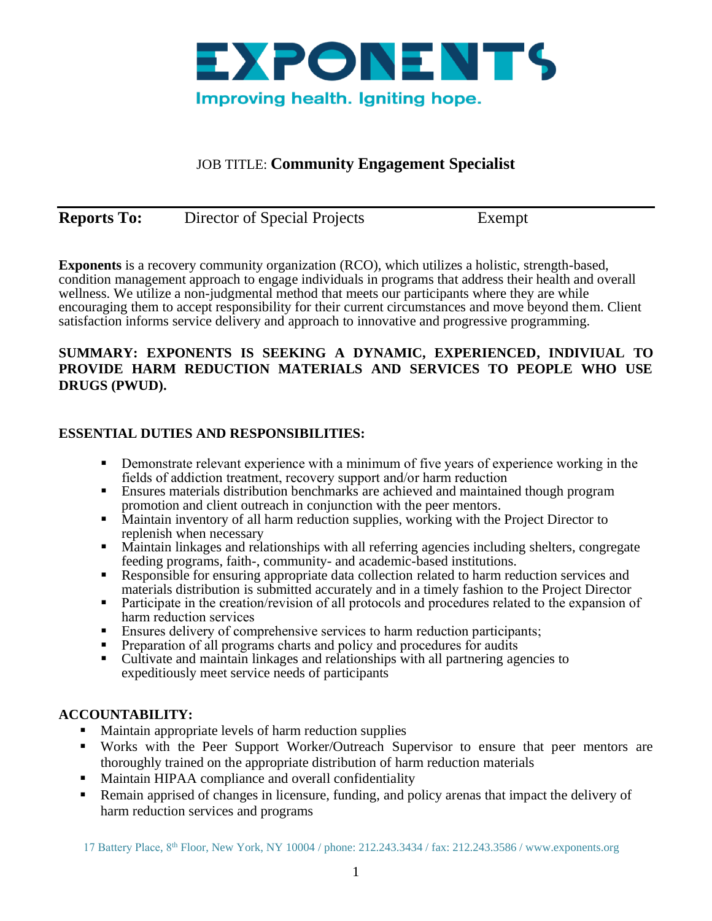# EXPONENTS

Improving health. Igniting hope.

JOB TITLE: **Community Engagement Specialist**

**Reports To:** Director of Special Projects Exempt

**Exponents** is a recovery community organization (RCO), which utilizes a holistic, strength-based, condition management approach to engage individuals in programs that address their health and overall wellness. We utilize a non-judgmental method that meets our participants where they are while encouraging them to accept responsibility for their current circumstances and move beyond them. Client satisfaction informs service delivery and approach to innovative and progressive programming.

**SUMMARY: EXPONENTS IS SEEKING A DYNAMIC, EXPERIENCED, INDIVIUAL TO PROVIDE HARM REDUCTION MATERIALS AND SERVICES TO PEOPLE WHO USE DRUGS (PWUD).**

**ESSENTIAL DUTIES AND RESPONSIBILITIES:**

- Demonstrate relevant experience with a minimum of five years of experience working in the fields of addiction treatment, recovery support and/or harm reduction
- Ensures materials distribution benchmarks are achieved and maintained though program promotion and client outreach in conjunction with the peer mentors.
- Maintain inventory of all harm reduction supplies, working with the Project Director to replenish when necessary
- Maintain linkages and relationships with all referring agencies including shelters, congregate feeding programs, faith-, community- and academic-based institutions.
- Responsible for ensuring appropriate data collection related to harm reduction services and materials distribution is submitted accurately and in a timely fashion to the Project Director
- Participate in the creation/revision of all protocols and procedures related to the expansion of harm reduction services
- Ensures delivery of comprehensive services to harm reduction participants;
- Preparation of all programs charts and policy and procedures for audits
- Cultivate and maintain linkages and relationships with all partnering agencies to expeditiously meet service needs of participants

**ACCOUNTABILITY:**

- Maintain appropriate levels of harm reduction supplies
- Works with the Peer Support Worker/Outreach Supervisor to ensure that peer mentors are thoroughly trained on the appropriate distribution of harm reduction materials
- Maintain HIPAA compliance and overall confidentiality
- Remain apprised of changes in licensure, funding, and policy arenas that impact the delivery of harm reduction services and programs

17 Battery Place, 8th Floor, New York, NY 10004 / phone: 212.243.3434 / fax: 212.243.3586 / www.exponents.org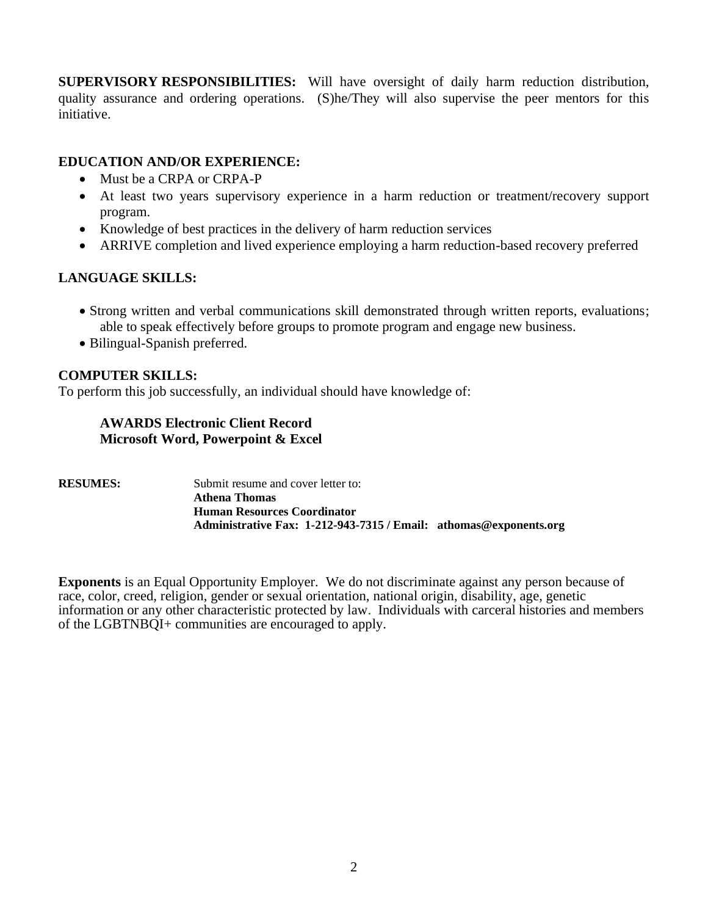**SUPERVISORY RESPONSIBILITIES:** Will have oversight of daily harm reduction distribution, quality assurance and ordering operations. (S)he/They will also supervise the peer mentors for this initiative.

**EDUCATION AND/OR EXPERIENCE:**

- Must be a CRPA or CRPA-P
- At least two years supervisory experience in a harm reduction or treatment/recovery support program.
- Knowledge of best practices in the delivery of harm reduction services
- ARRIVE completion and lived experience employing a harm reduction-based recovery preferred

**LANGUAGE SKILLS:**

- Strong written and verbal communications skill demonstrated through written reports, evaluations; able to speak effectively before groups to promote program and engage new business.
- Bilingual-Spanish preferred.

**COMPUTER SKILLS:**
To perform this job successfully, an individual should have knowledge of:

**AWARDS Electronic Client Record**
**Microsoft Word, Powerpoint & Excel**

**RESUMES:** Submit resume and cover letter to:
**Athena Thomas**
**Human Resources Coordinator**
**Administrative Fax: 1-212-943-7315 / Email: athomas@exponents.org**

**Exponents** is an Equal Opportunity Employer. We do not discriminate against any person because of race, color, creed, religion, gender or sexual orientation, national origin, disability, age, genetic information or any other characteristic protected by law. Individuals with carceral histories and members of the LGBTNBQI+ communities are encouraged to apply.